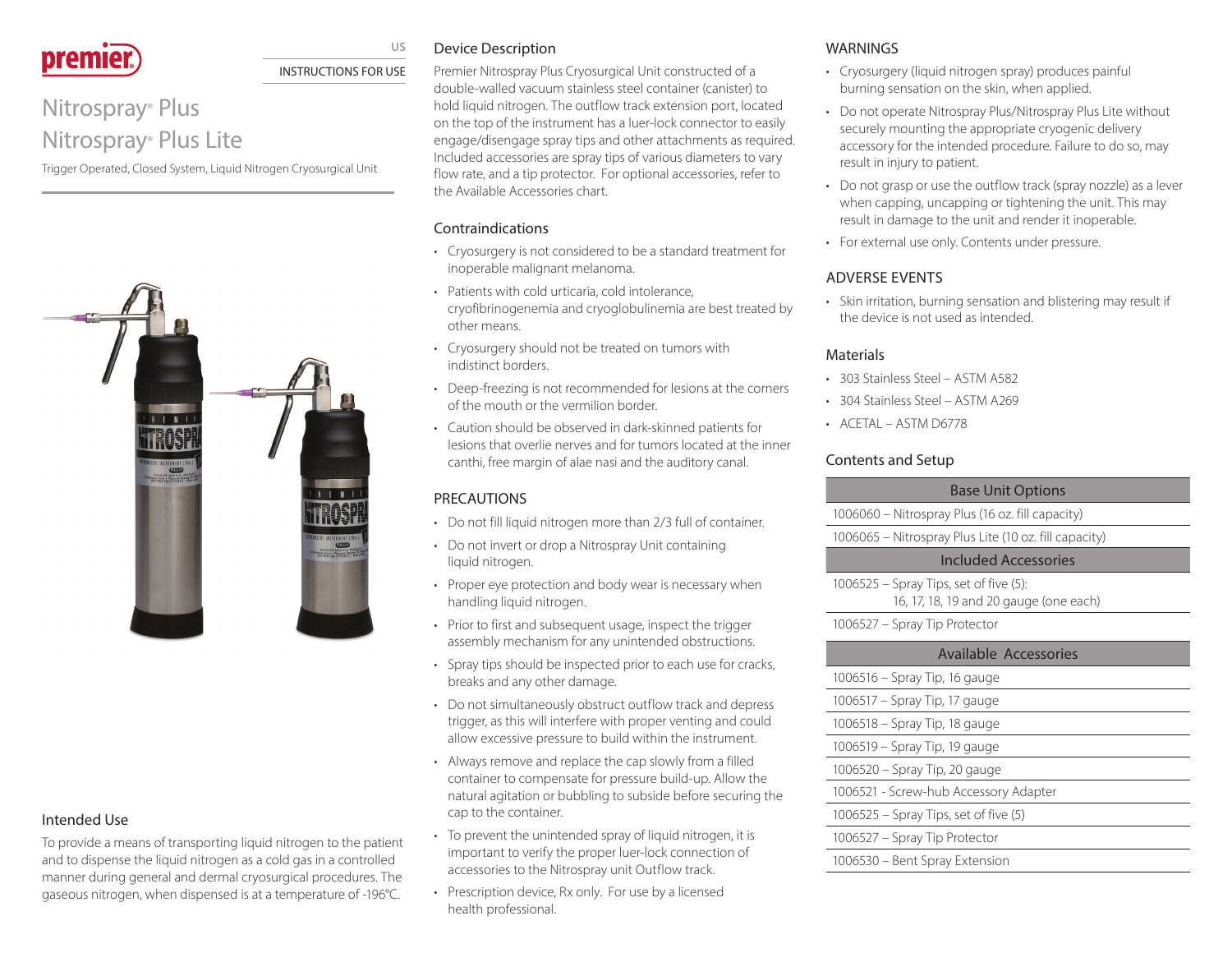premier

US

INSTRUCTIONS FOR USE

# Nitrospray® Plus
# Nitrospray® Plus Lite

Trigger Operated, Closed System, Liquid Nitrogen Cryosurgical Unit

## Intended Use

To provide a means of transporting liquid nitrogen to the patient and to dispense the liquid nitrogen as a cold gas in a controlled manner during general and dermal cryosurgical procedures. The gaseous nitrogen, when dispensed is at a temperature of -196°C.

## Device Description

Premier Nitrospray Plus Cryosurgical Unit constructed of a double-walled vacuum stainless steel container (canister) to hold liquid nitrogen. The outflow track extension port, located on the top of the instrument has a luer-lock connector to easily engage/disengage spray tips and other attachments as required. Included accessories are spray tips of various diameters to vary flow rate, and a tip protector. For optional accessories, refer to the Available Accessories chart.

## Contraindications

- Cryosurgery is not considered to be a standard treatment for inoperable malignant melanoma.
- Patients with cold urticaria, cold intolerance, cryofibrinogenemia and cryoglobulinemia are best treated by other means.
- Cryosurgery should not be treated on tumors with indistinct borders.
- Deep-freezing is not recommended for lesions at the corners of the mouth or the vermilion border.
- Caution should be observed in dark-skinned patients for lesions that overlie nerves and for tumors located at the inner canthi, free margin of alae nasi and the auditory canal.

## PRECAUTIONS

- Do not fill liquid nitrogen more than 2/3 full of container.
- Do not invert or drop a Nitrospray Unit containing liquid nitrogen.
- Proper eye protection and body wear is necessary when handling liquid nitrogen.
- Prior to first and subsequent usage, inspect the trigger assembly mechanism for any unintended obstructions.
- Spray tips should be inspected prior to each use for cracks, breaks and any other damage.
- Do not simultaneously obstruct outflow track and depress trigger, as this will interfere with proper venting and could allow excessive pressure to build within the instrument.
- Always remove and replace the cap slowly from a filled container to compensate for pressure build-up. Allow the natural agitation or bubbling to subside before securing the cap to the container.
- To prevent the unintended spray of liquid nitrogen, it is important to verify the proper luer-lock connection of accessories to the Nitrospray unit Outflow track.
- Prescription device, Rx only. For use by a licensed health professional.

## WARNINGS

- Cryosurgery (liquid nitrogen spray) produces painful burning sensation on the skin, when applied.
- Do not operate Nitrospray Plus/Nitrospray Plus Lite without securely mounting the appropriate cryogenic delivery accessory for the intended procedure. Failure to do so, may result in injury to patient.
- Do not grasp or use the outflow track (spray nozzle) as a lever when capping, uncapping or tightening the unit. This may result in damage to the unit and render it inoperable.
- For external use only. Contents under pressure.

## ADVERSE EVENTS

- Skin irritation, burning sensation and blistering may result if the device is not used as intended.

## Materials

- 303 Stainless Steel – ASTM A582
- 304 Stainless Steel – ASTM A269
- ACETAL – ASTM D6778

## Contents and Setup

| Base Unit Options |
|---|
| 1006060 – Nitrospray Plus (16 oz. fill capacity) |
| 1006065 – Nitrospray Plus Lite (10 oz. fill capacity) |
| **Included Accessories** |
| 1006525 – Spray Tips, set of five (5): 16, 17, 18, 19 and 20 gauge (one each) |
| 1006527 – Spray Tip Protector |

| Available Accessories |
|---|
| 1006516 – Spray Tip, 16 gauge |
| 1006517 – Spray Tip, 17 gauge |
| 1006518 – Spray Tip, 18 gauge |
| 1006519 – Spray Tip, 19 gauge |
| 1006520 – Spray Tip, 20 gauge |
| 1006521 - Screw-hub Accessory Adapter |
| 1006525 – Spray Tips, set of five (5) |
| 1006527 – Spray Tip Protector |
| 1006530 – Bent Spray Extension |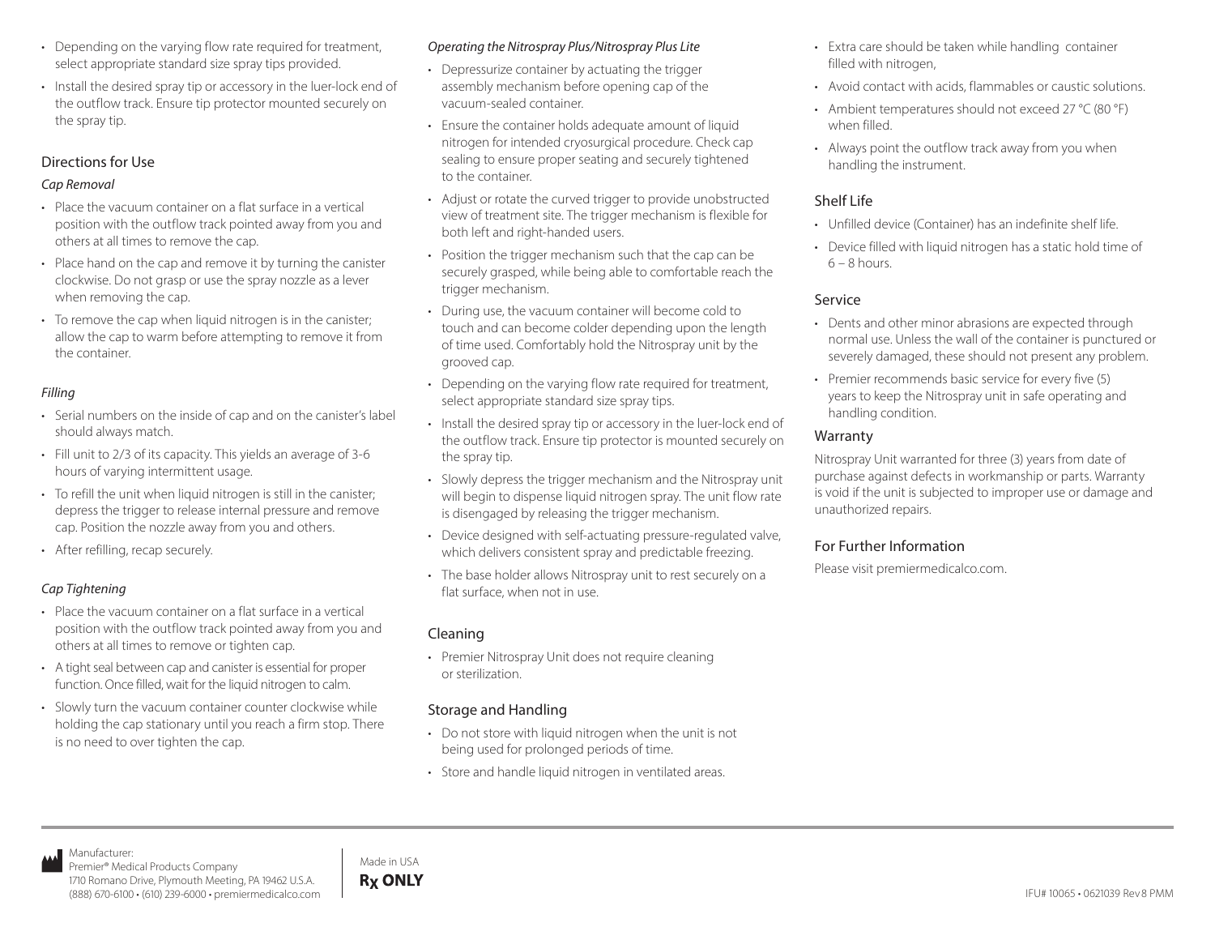- Depending on the varying flow rate required for treatment, select appropriate standard size spray tips provided.
- Install the desired spray tip or accessory in the luer-lock end of the outflow track. Ensure tip protector mounted securely on the spray tip.

## Directions for Use

*Cap Removal*

- Place the vacuum container on a flat surface in a vertical position with the outflow track pointed away from you and others at all times to remove the cap.
- Place hand on the cap and remove it by turning the canister clockwise. Do not grasp or use the spray nozzle as a lever when removing the cap.
- To remove the cap when liquid nitrogen is in the canister; allow the cap to warm before attempting to remove it from the container.

*Filling*

- Serial numbers on the inside of cap and on the canister's label should always match.
- Fill unit to 2/3 of its capacity. This yields an average of 3-6 hours of varying intermittent usage.
- To refill the unit when liquid nitrogen is still in the canister; depress the trigger to release internal pressure and remove cap. Position the nozzle away from you and others.
- After refilling, recap securely.

*Cap Tightening*

- Place the vacuum container on a flat surface in a vertical position with the outflow track pointed away from you and others at all times to remove or tighten cap.
- A tight seal between cap and canister is essential for proper function. Once filled, wait for the liquid nitrogen to calm.
- Slowly turn the vacuum container counter clockwise while holding the cap stationary until you reach a firm stop. There is no need to over tighten the cap.

*Operating the Nitrospray Plus/Nitrospray Plus Lite*

- Depressurize container by actuating the trigger assembly mechanism before opening cap of the vacuum-sealed container.
- Ensure the container holds adequate amount of liquid nitrogen for intended cryosurgical procedure. Check cap sealing to ensure proper seating and securely tightened to the container.
- Adjust or rotate the curved trigger to provide unobstructed view of treatment site. The trigger mechanism is flexible for both left and right-handed users.
- Position the trigger mechanism such that the cap can be securely grasped, while being able to comfortable reach the trigger mechanism.
- During use, the vacuum container will become cold to touch and can become colder depending upon the length of time used. Comfortably hold the Nitrospray unit by the grooved cap.
- Depending on the varying flow rate required for treatment, select appropriate standard size spray tips.
- Install the desired spray tip or accessory in the luer-lock end of the outflow track. Ensure tip protector is mounted securely on the spray tip.
- Slowly depress the trigger mechanism and the Nitrospray unit will begin to dispense liquid nitrogen spray. The unit flow rate is disengaged by releasing the trigger mechanism.
- Device designed with self-actuating pressure-regulated valve, which delivers consistent spray and predictable freezing.
- The base holder allows Nitrospray unit to rest securely on a flat surface, when not in use.

## Cleaning

- Premier Nitrospray Unit does not require cleaning or sterilization.

## Storage and Handling

- Do not store with liquid nitrogen when the unit is not being used for prolonged periods of time.
- Store and handle liquid nitrogen in ventilated areas.
- Extra care should be taken while handling container filled with nitrogen,
- Avoid contact with acids, flammables or caustic solutions.
- Ambient temperatures should not exceed 27 °C (80 °F) when filled.
- Always point the outflow track away from you when handling the instrument.

## Shelf Life

- Unfilled device (Container) has an indefinite shelf life.
- Device filled with liquid nitrogen has a static hold time of 6 – 8 hours.

## Service

- Dents and other minor abrasions are expected through normal use. Unless the wall of the container is punctured or severely damaged, these should not present any problem.
- Premier recommends basic service for every five (5) years to keep the Nitrospray unit in safe operating and handling condition.

## Warranty

Nitrospray Unit warranted for three (3) years from date of purchase against defects in workmanship or parts. Warranty is void if the unit is subjected to improper use or damage and unauthorized repairs.

## For Further Information

Please visit premiermedicalco.com.

Manufacturer:
Premier® Medical Products Company
1710 Romano Drive, Plymouth Meeting, PA 19462 U.S.A.
(888) 670-6100 • (610) 239-6000 • premiermedicalco.com

Made in USA
**Rx ONLY**

IFU# 10065 • 0621039 Rev 8 PMM